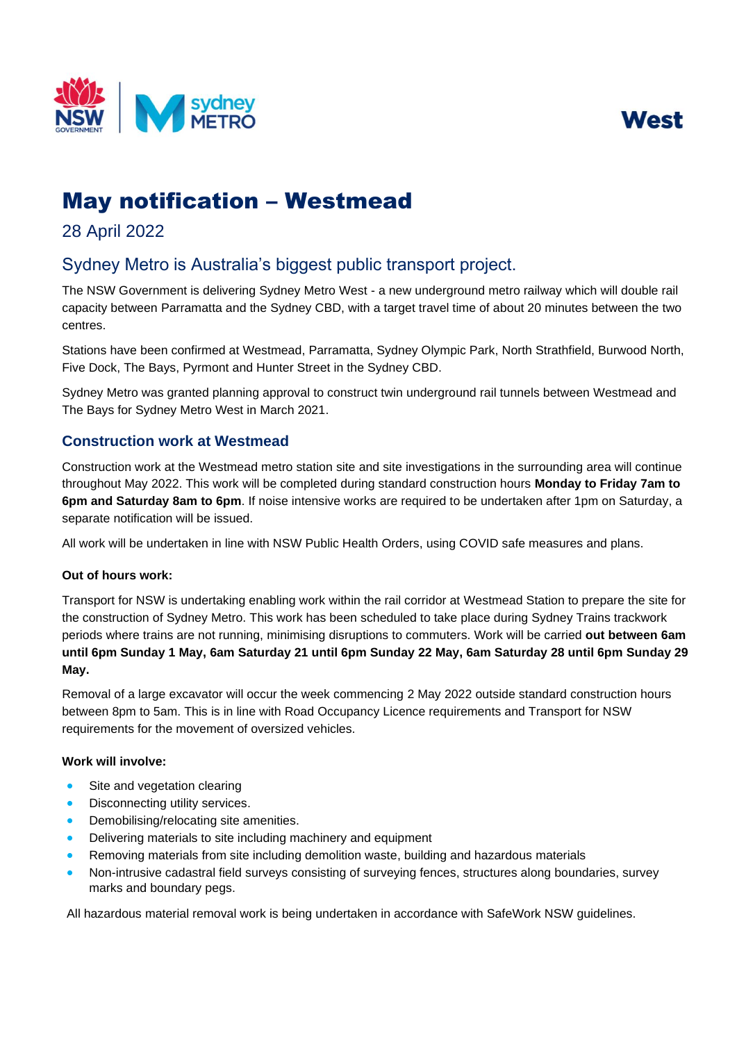West

# May notification – Westmead

28 April 2022

## Sydney Metro is Australia's biggest public transport project.

The NSW Government is delivering Sydney Metro West - a new underground metro railway which will double rail capacity between Parramatta and the Sydney CBD, with a target travel time of about 20 minutes between the two centres.

Stations have been confirmed at Westmead, Parramatta, Sydney Olympic Park, North Strathfield, Burwood North, Five Dock, The Bays, Pyrmont and Hunter Street in the Sydney CBD.

Sydney Metro was granted planning approval to construct twin underground rail tunnels between Westmead and The Bays for Sydney Metro West in March 2021.

### Construction work at Westmead

Construction work at the Westmead metro station site and site investigations in the surrounding area will continue throughout May 2022. This work will be completed during standard construction hours **Monday to Friday 7am to 6pm and Saturday 8am to 6pm**. If noise intensive works are required to be undertaken after 1pm on Saturday, a separate notification will be issued.

All work will be undertaken in line with NSW Public Health Orders, using COVID safe measures and plans.

**Out of hours work:**

Transport for NSW is undertaking enabling work within the rail corridor at Westmead Station to prepare the site for the construction of Sydney Metro. This work has been scheduled to take place during Sydney Trains trackwork periods where trains are not running, minimising disruptions to commuters. Work will be carried **out between 6am until 6pm Sunday 1 May, 6am Saturday 21 until 6pm Sunday 22 May, 6am Saturday 28 until 6pm Sunday 29 May.**

Removal of a large excavator will occur the week commencing 2 May 2022 outside standard construction hours between 8pm to 5am. This is in line with Road Occupancy Licence requirements and Transport for NSW requirements for the movement of oversized vehicles.

**Work will involve:**

- Site and vegetation clearing
- Disconnecting utility services.
- Demobilising/relocating site amenities.
- Delivering materials to site including machinery and equipment
- Removing materials from site including demolition waste, building and hazardous materials
- Non-intrusive cadastral field surveys consisting of surveying fences, structures along boundaries, survey marks and boundary pegs.

All hazardous material removal work is being undertaken in accordance with SafeWork NSW guidelines.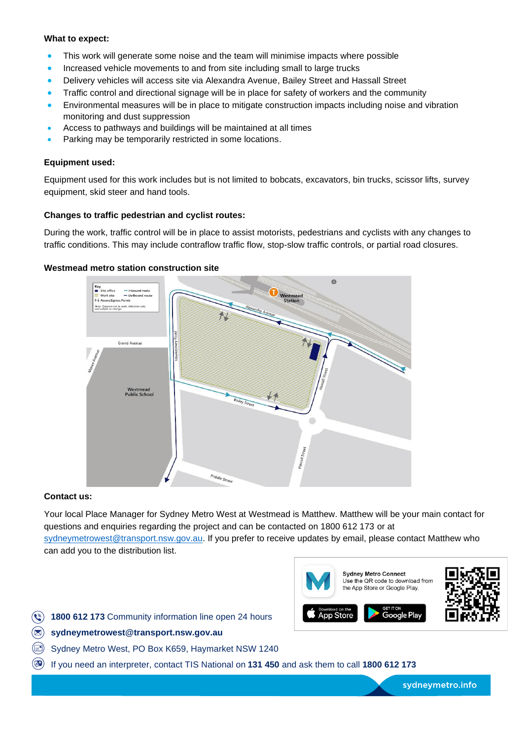**What to expect:**

- This work will generate some noise and the team will minimise impacts where possible
- Increased vehicle movements to and from site including small to large trucks
- Delivery vehicles will access site via Alexandra Avenue, Bailey Street and Hassall Street
- Traffic control and directional signage will be in place for safety of workers and the community
- Environmental measures will be in place to mitigate construction impacts including noise and vibration monitoring and dust suppression
- Access to pathways and buildings will be maintained at all times
- Parking may be temporarily restricted in some locations.

**Equipment used:**

Equipment used for this work includes but is not limited to bobcats, excavators, bin trucks, scissor lifts, survey equipment, skid steer and hand tools.

**Changes to traffic pedestrian and cyclist routes:**

During the work, traffic control will be in place to assist motorists, pedestrians and cyclists with any changes to traffic conditions. This may include contraflow traffic flow, stop-slow traffic controls, or partial road closures.

**Westmead metro station construction site**

Key
Site office
Work site
Access/Egress Points
Inbound route
Outbound route
Note: Diagram not to scale, indicative only and subject to change.

Westmead Station
Alexandra Avenue
Grand Avenue
Hawkesbury Road
Hassall Street
Bailey Street
Moree Avenue
Westmead Public School
Hassall Street
Piddie Street

**Contact us:**

Your local Place Manager for Sydney Metro West at Westmead is Matthew. Matthew will be your main contact for questions and enquiries regarding the project and can be contacted on 1800 612 173 or at sydneymetrowest@transport.nsw.gov.au. If you prefer to receive updates by email, please contact Matthew who can add you to the distribution list.

Sydney Metro Connect
Use the QR code to download from the App Store or Google Play.

**1800 612 173** Community information line open 24 hours

**sydneymetrowest@transport.nsw.gov.au**

Sydney Metro West, PO Box K659, Haymarket NSW 1240

If you need an interpreter, contact TIS National on **131 450** and ask them to call **1800 612 173**

sydneymetro.info